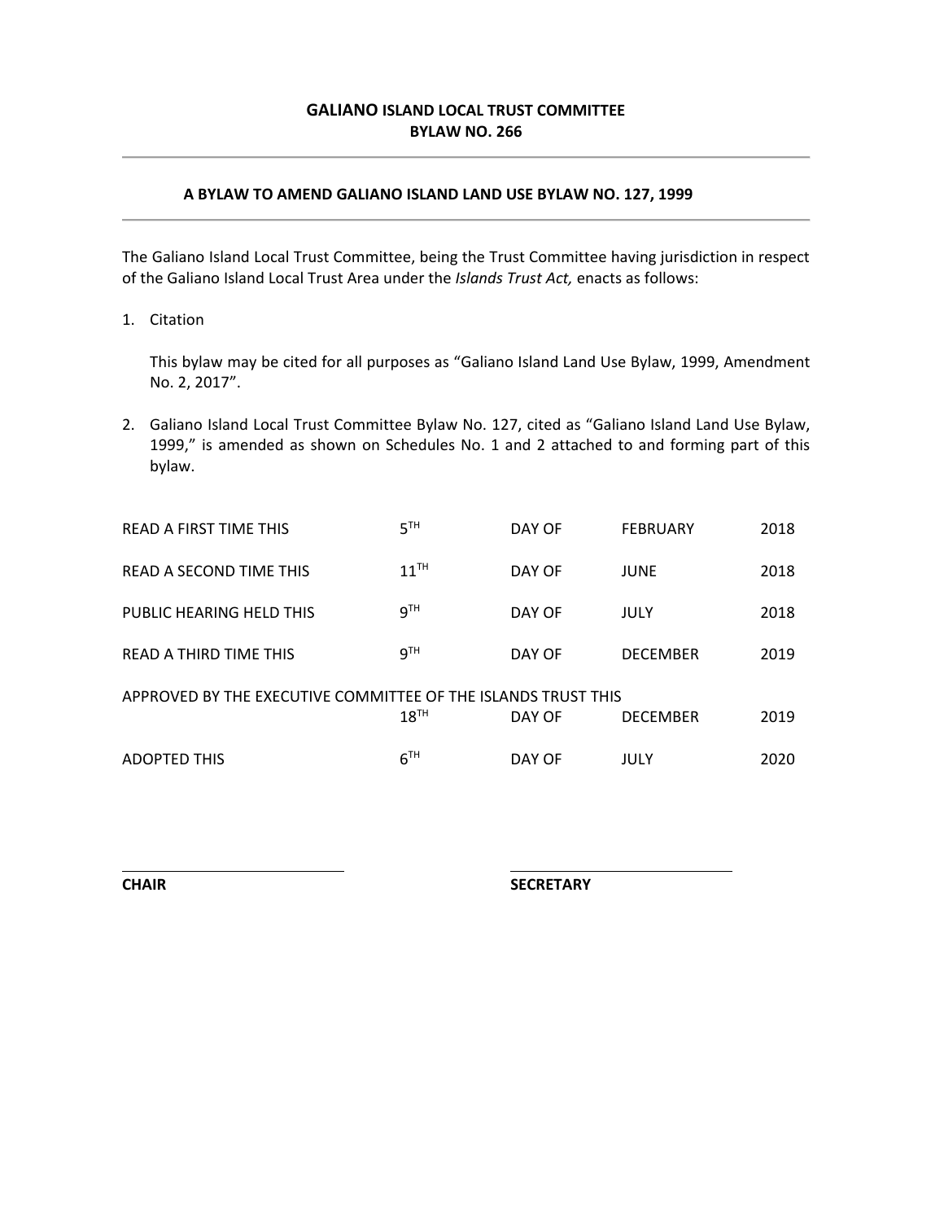**GALIANO ISLAND LOCAL TRUST COMMITTEE**
**BYLAW NO. 266**

---

**A BYLAW TO AMEND GALIANO ISLAND LAND USE BYLAW NO. 127, 1999**

---

The Galiano Island Local Trust Committee, being the Trust Committee having jurisdiction in respect of the Galiano Island Local Trust Area under the *Islands Trust Act,* enacts as follows:

1. Citation

   This bylaw may be cited for all purposes as "Galiano Island Land Use Bylaw, 1999, Amendment No. 2, 2017".

2. Galiano Island Local Trust Committee Bylaw No. 127, cited as "Galiano Island Land Use Bylaw, 1999," is amended as shown on Schedules No. 1 and 2 attached to and forming part of this bylaw.

| | | | | |
|---|---|---|---|---|
| READ A FIRST TIME THIS | 5TH | DAY OF | FEBRUARY | 2018 |
| READ A SECOND TIME THIS | 11TH | DAY OF | JUNE | 2018 |
| PUBLIC HEARING HELD THIS | 9TH | DAY OF | JULY | 2018 |
| READ A THIRD TIME THIS | 9TH | DAY OF | DECEMBER | 2019 |
| APPROVED BY THE EXECUTIVE COMMITTEE OF THE ISLANDS TRUST THIS | 18TH | DAY OF | DECEMBER | 2019 |
| ADOPTED THIS | 6TH | DAY OF | JULY | 2020 |

**CHAIR** **SECRETARY**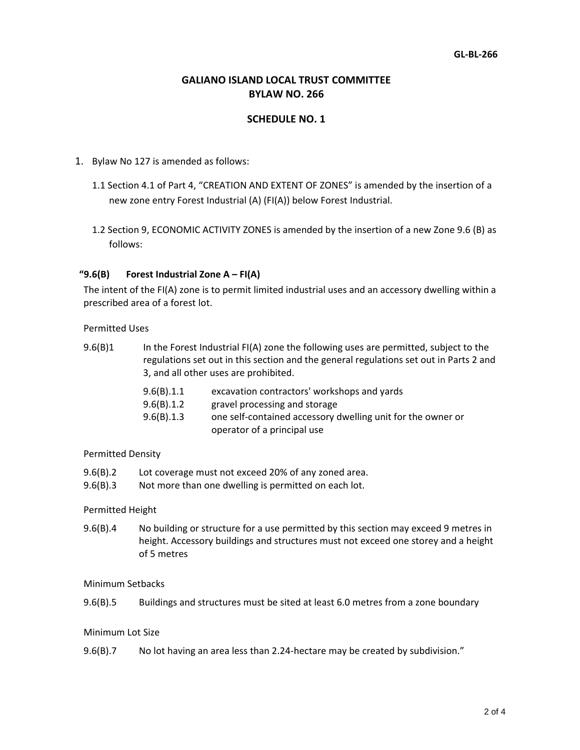# GALIANO ISLAND LOCAL TRUST COMMITTEE
# BYLAW NO. 266

## SCHEDULE NO. 1

1. Bylaw No 127 is amended as follows:

   1.1 Section 4.1 of Part 4, "CREATION AND EXTENT OF ZONES" is amended by the insertion of a new zone entry Forest Industrial (A) (FI(A)) below Forest Industrial.

   1.2 Section 9, ECONOMIC ACTIVITY ZONES is amended by the insertion of a new Zone 9.6 (B) as follows:

### "9.6(B) Forest Industrial Zone A – FI(A)

The intent of the FI(A) zone is to permit limited industrial uses and an accessory dwelling within a prescribed area of a forest lot.

Permitted Uses

9.6(B)1 In the Forest Industrial FI(A) zone the following uses are permitted, subject to the regulations set out in this section and the general regulations set out in Parts 2 and 3, and all other uses are prohibited.

- 9.6(B).1.1 excavation contractors' workshops and yards
- 9.6(B).1.2 gravel processing and storage
- 9.6(B).1.3 one self-contained accessory dwelling unit for the owner or operator of a principal use

Permitted Density

9.6(B).2 Lot coverage must not exceed 20% of any zoned area.

9.6(B).3 Not more than one dwelling is permitted on each lot.

Permitted Height

9.6(B).4 No building or structure for a use permitted by this section may exceed 9 metres in height. Accessory buildings and structures must not exceed one storey and a height of 5 metres

Minimum Setbacks

9.6(B).5 Buildings and structures must be sited at least 6.0 metres from a zone boundary

Minimum Lot Size

9.6(B).7 No lot having an area less than 2.24-hectare may be created by subdivision."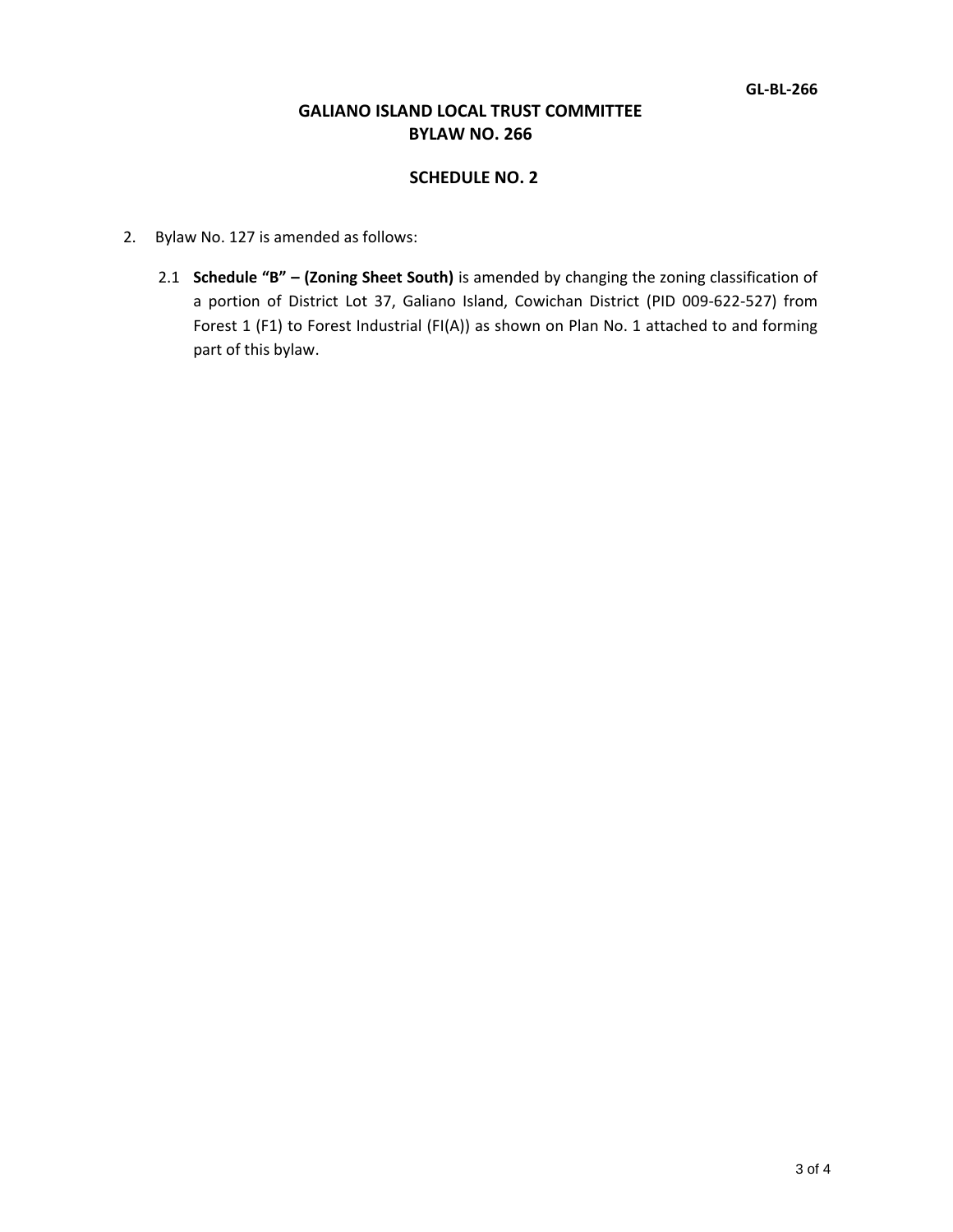# GALIANO ISLAND LOCAL TRUST COMMITTEE
# BYLAW NO. 266

## SCHEDULE NO. 2

2. Bylaw No. 127 is amended as follows:

   2.1 **Schedule "B" – (Zoning Sheet South)** is amended by changing the zoning classification of a portion of District Lot 37, Galiano Island, Cowichan District (PID 009-622-527) from Forest 1 (F1) to Forest Industrial (FI(A)) as shown on Plan No. 1 attached to and forming part of this bylaw.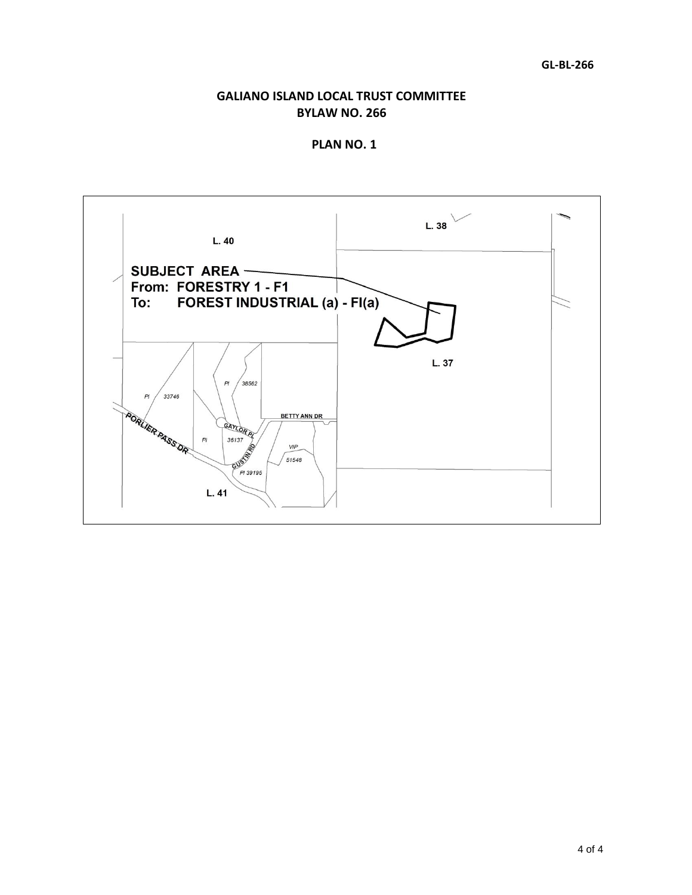GL-BL-266

**GALIANO ISLAND LOCAL TRUST COMMITTEE**
**BYLAW NO. 266**

**PLAN NO. 1**

L. 38

L. 40

SUBJECT AREA
From: FORESTRY 1 - F1
To: FOREST INDUSTRIAL (a) - FI(a)

L. 37

Pl 38562

Pl 33746

BETTY ANN DR

GAYLOR PL

PORLIER PASS DR

Pl 36137

GUSTIN RD

VIP 51548

Pl 39195

L. 41